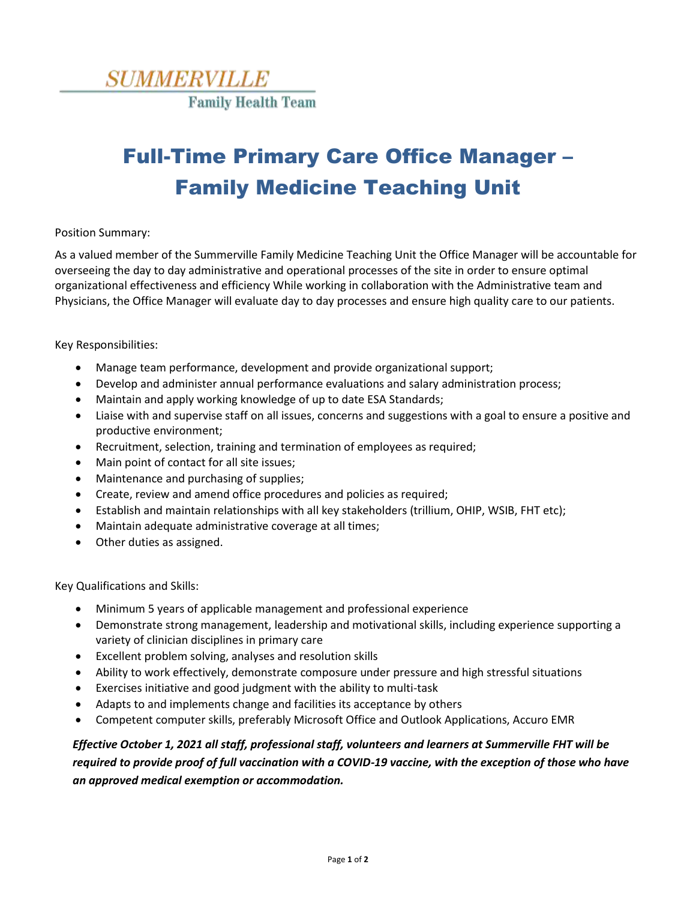SUMMERVILLE
Family Health Team

# Full-Time Primary Care Office Manager – Family Medicine Teaching Unit

Position Summary:

As a valued member of the Summerville Family Medicine Teaching Unit the Office Manager will be accountable for overseeing the day to day administrative and operational processes of the site in order to ensure optimal organizational effectiveness and efficiency While working in collaboration with the Administrative team and Physicians, the Office Manager will evaluate day to day processes and ensure high quality care to our patients.

Key Responsibilities:

- Manage team performance, development and provide organizational support;
- Develop and administer annual performance evaluations and salary administration process;
- Maintain and apply working knowledge of up to date ESA Standards;
- Liaise with and supervise staff on all issues, concerns and suggestions with a goal to ensure a positive and productive environment;
- Recruitment, selection, training and termination of employees as required;
- Main point of contact for all site issues;
- Maintenance and purchasing of supplies;
- Create, review and amend office procedures and policies as required;
- Establish and maintain relationships with all key stakeholders (trillium, OHIP, WSIB, FHT etc);
- Maintain adequate administrative coverage at all times;
- Other duties as assigned.

Key Qualifications and Skills:

- Minimum 5 years of applicable management and professional experience
- Demonstrate strong management, leadership and motivational skills, including experience supporting a variety of clinician disciplines in primary care
- Excellent problem solving, analyses and resolution skills
- Ability to work effectively, demonstrate composure under pressure and high stressful situations
- Exercises initiative and good judgment with the ability to multi-task
- Adapts to and implements change and facilities its acceptance by others
- Competent computer skills, preferably Microsoft Office and Outlook Applications, Accuro EMR

***Effective October 1, 2021 all staff, professional staff, volunteers and learners at Summerville FHT will be required to provide proof of full vaccination with a COVID-19 vaccine, with the exception of those who have an approved medical exemption or accommodation.***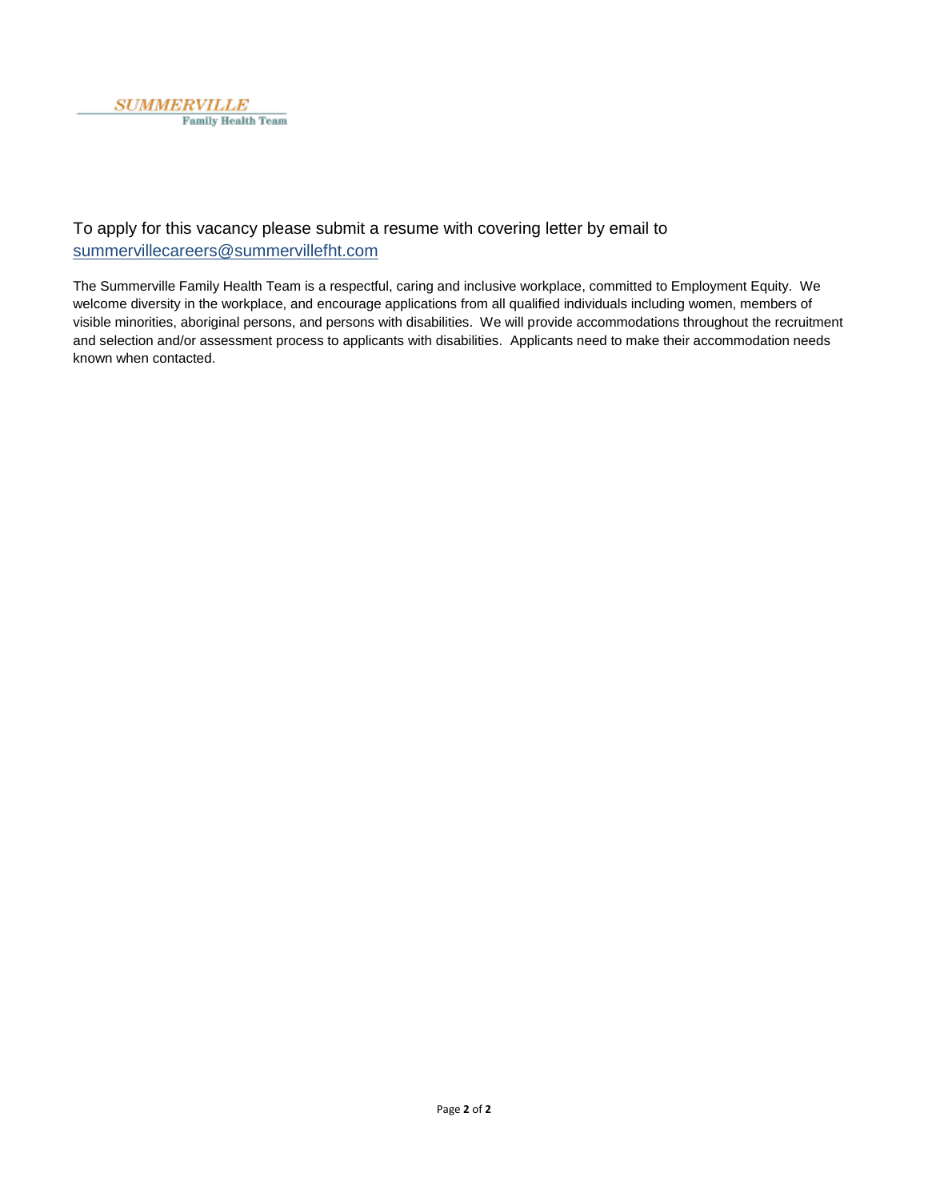SUMMERVILLE
Family Health Team

To apply for this vacancy please submit a resume with covering letter by email to summervillecareers@summervillefht.com

The Summerville Family Health Team is a respectful, caring and inclusive workplace, committed to Employment Equity. We welcome diversity in the workplace, and encourage applications from all qualified individuals including women, members of visible minorities, aboriginal persons, and persons with disabilities. We will provide accommodations throughout the recruitment and selection and/or assessment process to applicants with disabilities. Applicants need to make their accommodation needs known when contacted.